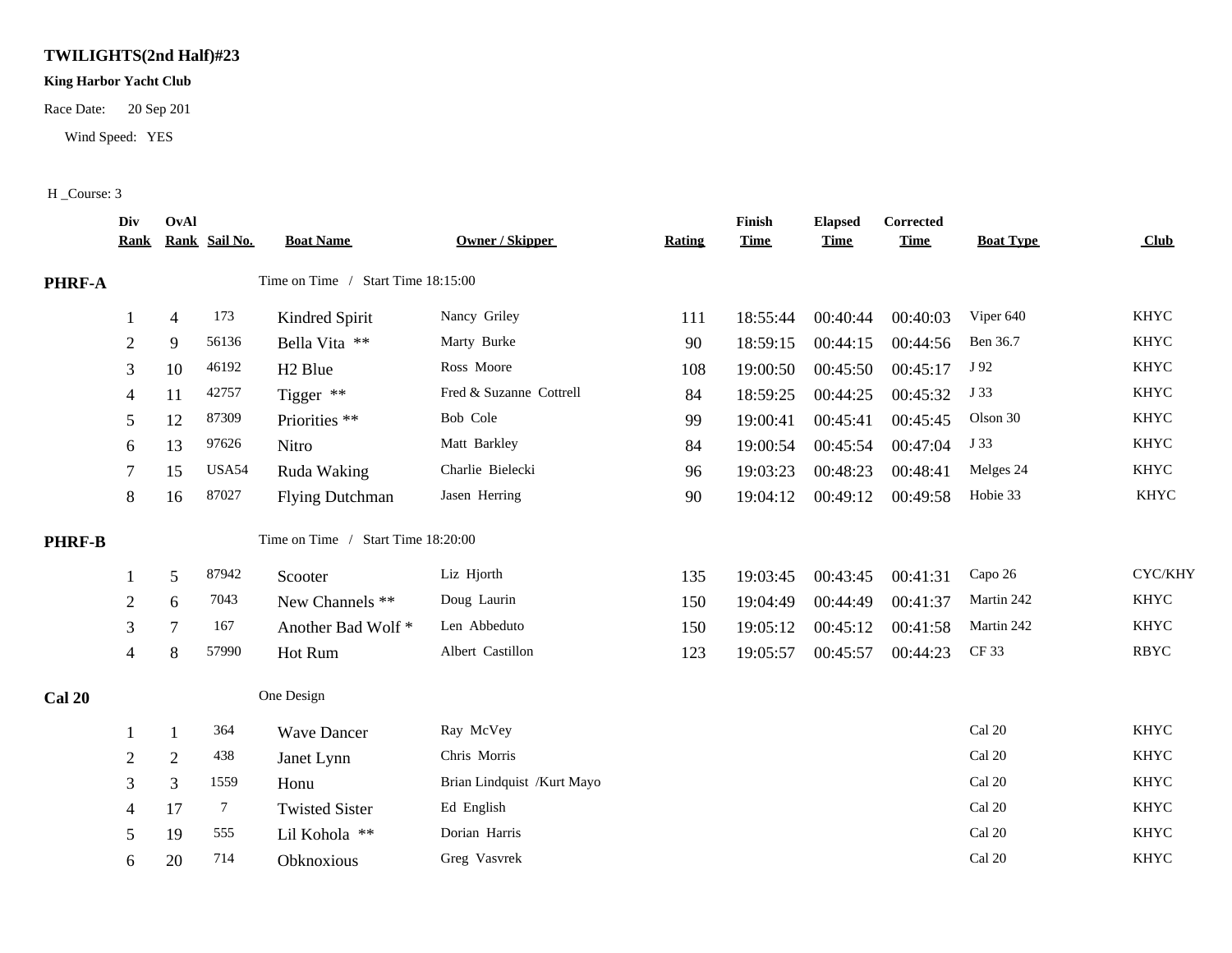**TWILIGHTS(2nd Half)#23**

**King Harbor Yacht Club**

Race Date: 20 Sep 201

Wind Speed: YES

H _Course: 3

| Div Rank | OvAl Rank | Sail No. | Boat Name | Owner / Skipper | Rating | Finish Time | Elapsed Time | Corrected Time | Boat Type | Club |
|---|---|---|---|---|---|---|---|---|---|---|
| **PHRF-A** | | | Time on Time / Start Time 18:15:00 | | | | | | | |
| 1 | 4 | 173 | Kindred Spirit | Nancy Griley | 111 | 18:55:44 | 00:40:44 | 00:40:03 | Viper 640 | KHYC |
| 2 | 9 | 56136 | Bella Vita ** | Marty Burke | 90 | 18:59:15 | 00:44:15 | 00:44:56 | Ben 36.7 | KHYC |
| 3 | 10 | 46192 | H2 Blue | Ross Moore | 108 | 19:00:50 | 00:45:50 | 00:45:17 | J 92 | KHYC |
| 4 | 11 | 42757 | Tigger ** | Fred & Suzanne Cottrell | 84 | 18:59:25 | 00:44:25 | 00:45:32 | J 33 | KHYC |
| 5 | 12 | 87309 | Priorities ** | Bob Cole | 99 | 19:00:41 | 00:45:41 | 00:45:45 | Olson 30 | KHYC |
| 6 | 13 | 97626 | Nitro | Matt Barkley | 84 | 19:00:54 | 00:45:54 | 00:47:04 | J 33 | KHYC |
| 7 | 15 | USA54 | Ruda Waking | Charlie Bielecki | 96 | 19:03:23 | 00:48:23 | 00:48:41 | Melges 24 | KHYC |
| 8 | 16 | 87027 | Flying Dutchman | Jasen Herring | 90 | 19:04:12 | 00:49:12 | 00:49:58 | Hobie 33 | KHYC |
| **PHRF-B** | | | Time on Time / Start Time 18:20:00 | | | | | | | |
| 1 | 5 | 87942 | Scooter | Liz Hjorth | 135 | 19:03:45 | 00:43:45 | 00:41:31 | Capo 26 | CYC/KHY |
| 2 | 6 | 7043 | New Channels ** | Doug Laurin | 150 | 19:04:49 | 00:44:49 | 00:41:37 | Martin 242 | KHYC |
| 3 | 7 | 167 | Another Bad Wolf * | Len Abbeduto | 150 | 19:05:12 | 00:45:12 | 00:41:58 | Martin 242 | KHYC |
| 4 | 8 | 57990 | Hot Rum | Albert Castillon | 123 | 19:05:57 | 00:45:57 | 00:44:23 | CF 33 | RBYC |
| **Cal 20** | | | One Design | | | | | | | |
| 1 | 1 | 364 | Wave Dancer | Ray McVey | | | | | Cal 20 | KHYC |
| 2 | 2 | 438 | Janet Lynn | Chris Morris | | | | | Cal 20 | KHYC |
| 3 | 3 | 1559 | Honu | Brian Lindquist /Kurt Mayo | | | | | Cal 20 | KHYC |
| 4 | 17 | 7 | Twisted Sister | Ed English | | | | | Cal 20 | KHYC |
| 5 | 19 | 555 | Lil Kohola ** | Dorian Harris | | | | | Cal 20 | KHYC |
| 6 | 20 | 714 | Obknoxious | Greg Vasvrek | | | | | Cal 20 | KHYC |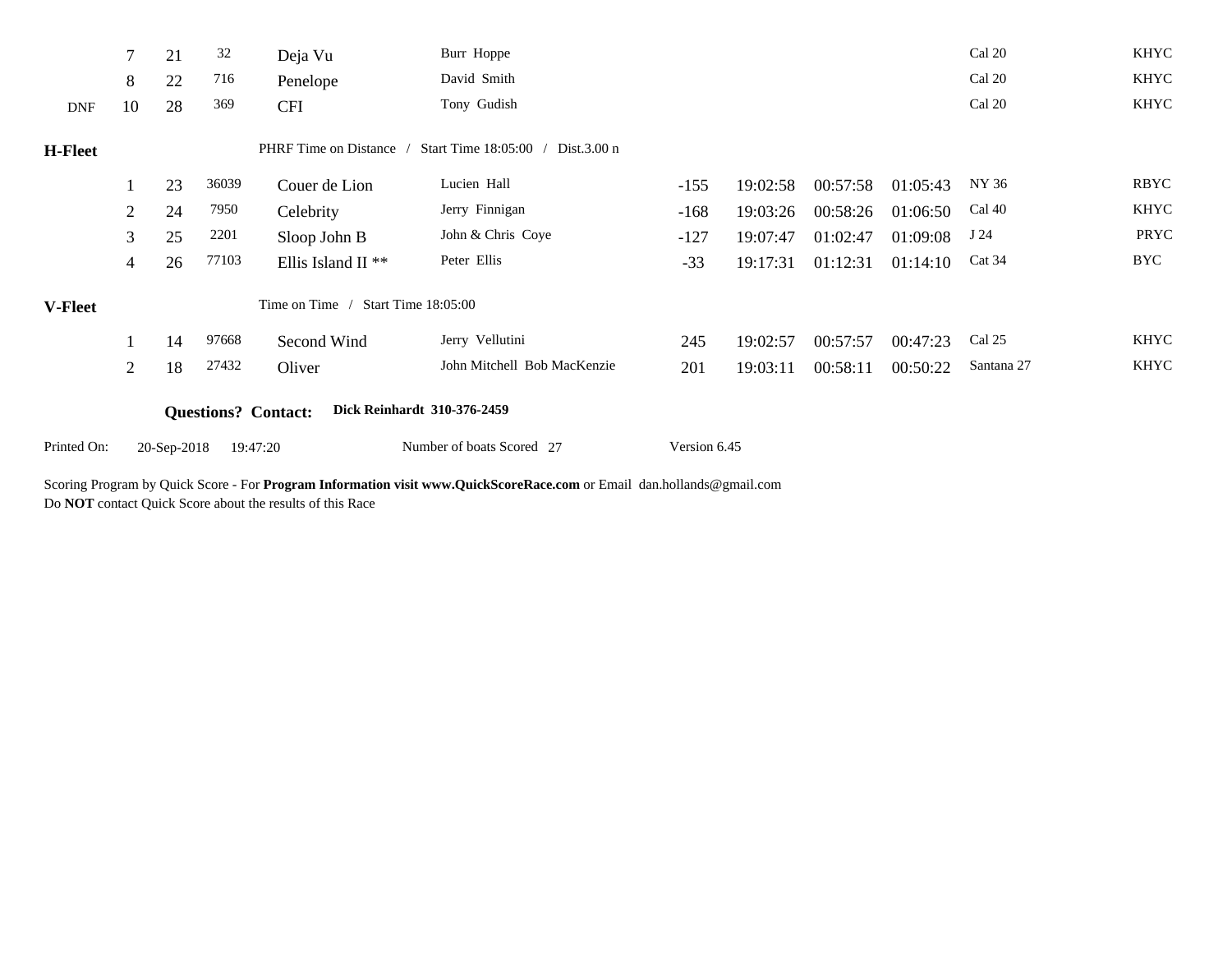| | | | | | | | | | | | |
|---|---|---|---|---|---|---|---|---|---|---|---|
| | 7 | 21 | 32 | Deja Vu | Burr Hoppe | | | | | Cal 20 | KHYC |
| | 8 | 22 | 716 | Penelope | David Smith | | | | | Cal 20 | KHYC |
| DNF | 10 | 28 | 369 | CFI | Tony Gudish | | | | | Cal 20 | KHYC |

**H-Fleet** PHRF Time on Distance / Start Time 18:05:00 / Dist.3.00 n

| | | | | | | | | | | | |
|---|---|---|---|---|---|---|---|---|---|---|---|
| | 1 | 23 | 36039 | Couer de Lion | Lucien Hall | -155 | 19:02:58 | 00:57:58 | 01:05:43 | NY 36 | RBYC |
| | 2 | 24 | 7950 | Celebrity | Jerry Finnigan | -168 | 19:03:26 | 00:58:26 | 01:06:50 | Cal 40 | KHYC |
| | 3 | 25 | 2201 | Sloop John B | John & Chris Coye | -127 | 19:07:47 | 01:02:47 | 01:09:08 | J 24 | PRYC |
| | 4 | 26 | 77103 | Ellis Island II ** | Peter Ellis | -33 | 19:17:31 | 01:12:31 | 01:14:10 | Cat 34 | BYC |

**V-Fleet** Time on Time / Start Time 18:05:00

| | | | | | | | | | | | |
|---|---|---|---|---|---|---|---|---|---|---|---|
| | 1 | 14 | 97668 | Second Wind | Jerry Vellutini | 245 | 19:02:57 | 00:57:57 | 00:47:23 | Cal 25 | KHYC |
| | 2 | 18 | 27432 | Oliver | John Mitchell Bob MacKenzie | 201 | 19:03:11 | 00:58:11 | 00:50:22 | Santana 27 | KHYC |

**Questions? Contact:** **Dick Reinhardt 310-376-2459**

Printed On: 20-Sep-2018 19:47:20 Number of boats Scored 27 Version 6.45

Scoring Program by Quick Score - For **Program Information visit www.QuickScoreRace.com** or Email dan.hollands@gmail.com
Do **NOT** contact Quick Score about the results of this Race